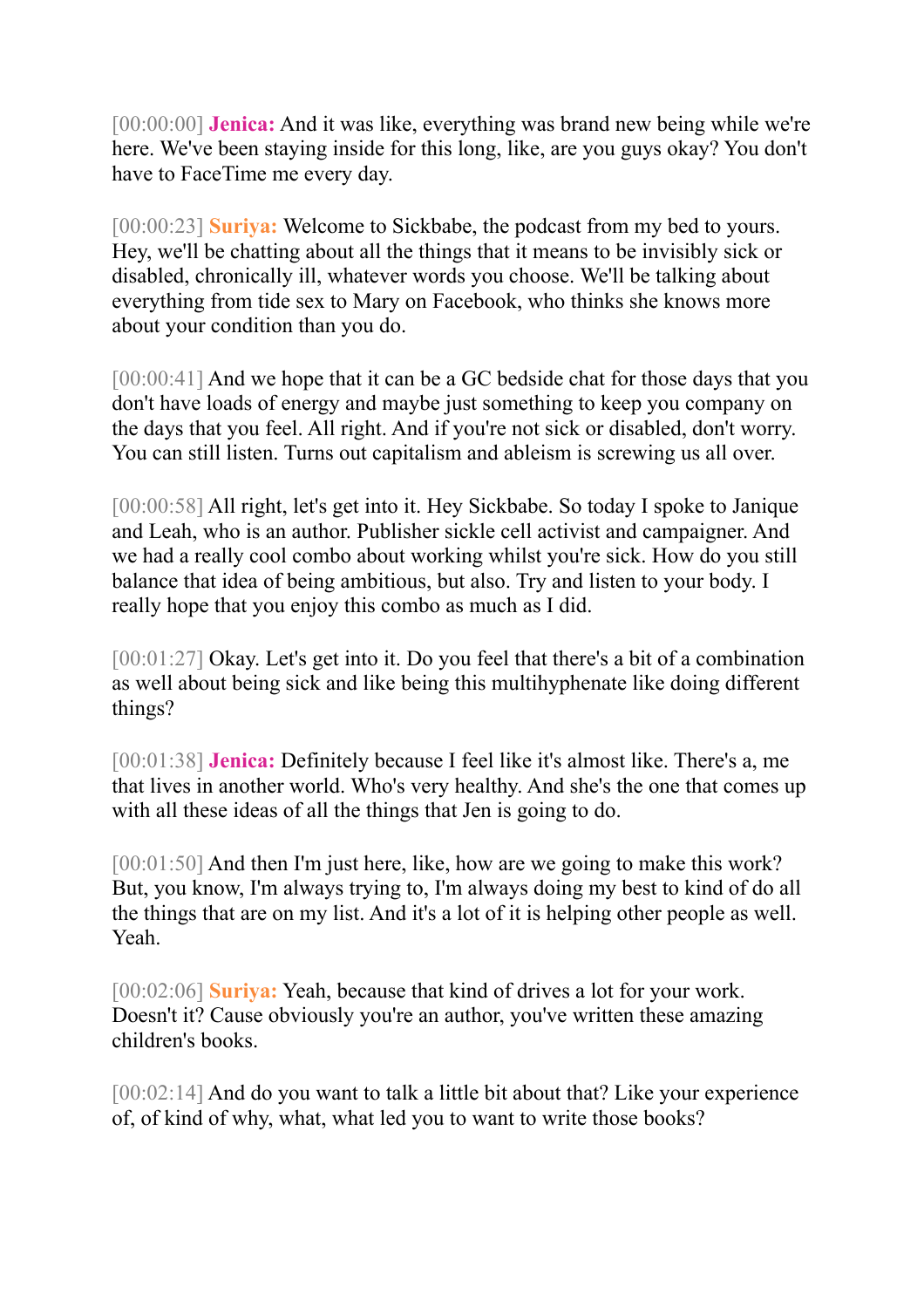[00:00:00] **Jenica:** And it was like, everything was brand new being while we're here. We've been staying inside for this long, like, are you guys okay? You don't have to FaceTime me every day.

[00:00:23] **Suriya:** Welcome to Sickbabe, the podcast from my bed to yours. Hey, we'll be chatting about all the things that it means to be invisibly sick or disabled, chronically ill, whatever words you choose. We'll be talking about everything from tide sex to Mary on Facebook, who thinks she knows more about your condition than you do.

[00:00:41] And we hope that it can be a GC bedside chat for those days that you don't have loads of energy and maybe just something to keep you company on the days that you feel. All right. And if you're not sick or disabled, don't worry. You can still listen. Turns out capitalism and ableism is screwing us all over.

[00:00:58] All right, let's get into it. Hey Sickbabe. So today I spoke to Janique and Leah, who is an author. Publisher sickle cell activist and campaigner. And we had a really cool combo about working whilst you're sick. How do you still balance that idea of being ambitious, but also. Try and listen to your body. I really hope that you enjoy this combo as much as I did.

[00:01:27] Okay. Let's get into it. Do you feel that there's a bit of a combination as well about being sick and like being this multihyphenate like doing different things?

[00:01:38] **Jenica:** Definitely because I feel like it's almost like. There's a, me that lives in another world. Who's very healthy. And she's the one that comes up with all these ideas of all the things that Jen is going to do.

[00:01:50] And then I'm just here, like, how are we going to make this work? But, you know, I'm always trying to, I'm always doing my best to kind of do all the things that are on my list. And it's a lot of it is helping other people as well. Yeah.

[00:02:06] **Suriya:** Yeah, because that kind of drives a lot for your work. Doesn't it? Cause obviously you're an author, you've written these amazing children's books.

[00:02:14] And do you want to talk a little bit about that? Like your experience of, of kind of why, what, what led you to want to write those books?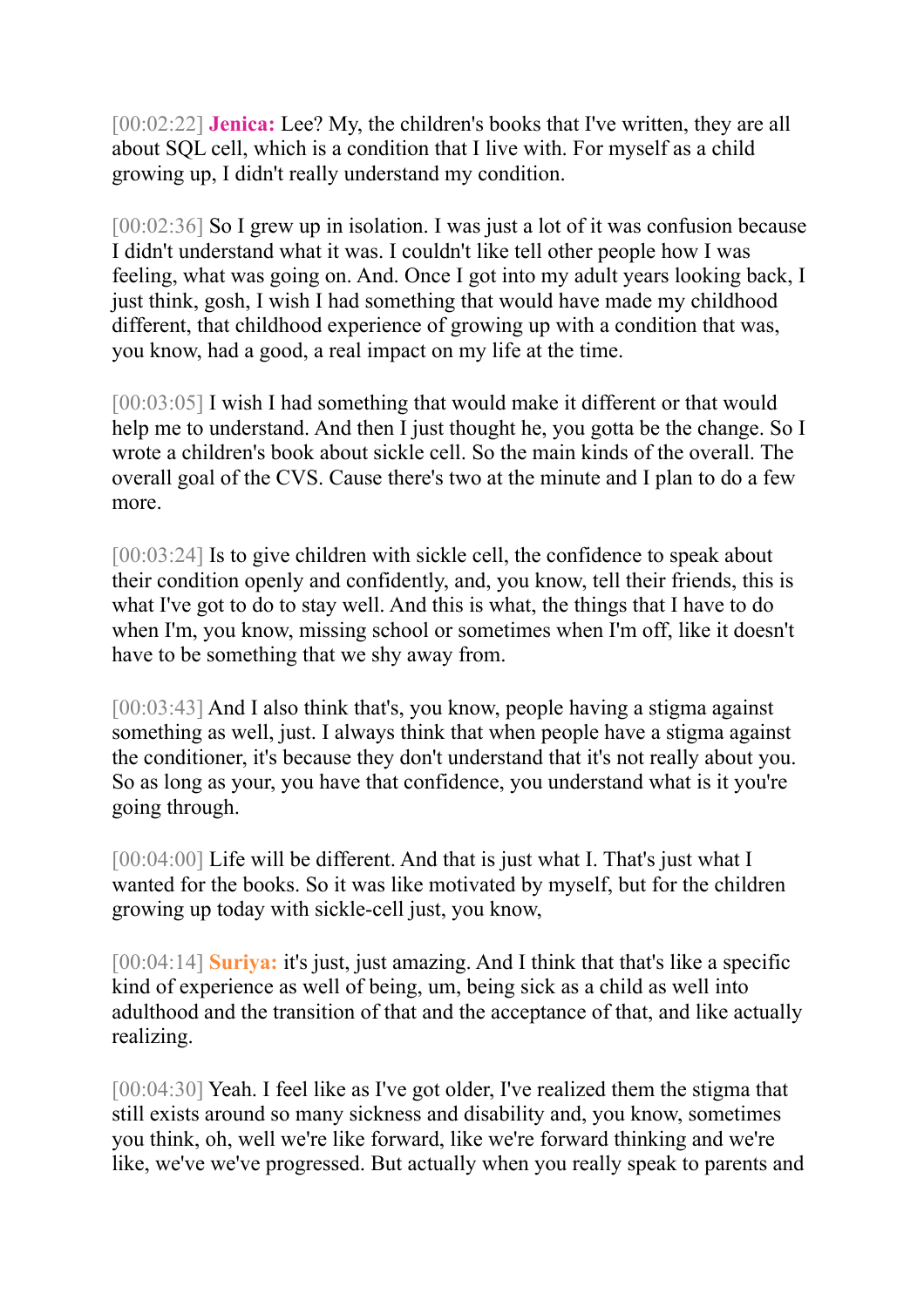[00:02:22] **Jenica:** Lee? My, the children's books that I've written, they are all about SQL cell, which is a condition that I live with. For myself as a child growing up, I didn't really understand my condition.

[00:02:36] So I grew up in isolation. I was just a lot of it was confusion because I didn't understand what it was. I couldn't like tell other people how I was feeling, what was going on. And. Once I got into my adult years looking back, I just think, gosh, I wish I had something that would have made my childhood different, that childhood experience of growing up with a condition that was, you know, had a good, a real impact on my life at the time.

[00:03:05] I wish I had something that would make it different or that would help me to understand. And then I just thought he, you gotta be the change. So I wrote a children's book about sickle cell. So the main kinds of the overall. The overall goal of the CVS. Cause there's two at the minute and I plan to do a few more.

[00:03:24] Is to give children with sickle cell, the confidence to speak about their condition openly and confidently, and, you know, tell their friends, this is what I've got to do to stay well. And this is what, the things that I have to do when I'm, you know, missing school or sometimes when I'm off, like it doesn't have to be something that we shy away from.

[00:03:43] And I also think that's, you know, people having a stigma against something as well, just. I always think that when people have a stigma against the conditioner, it's because they don't understand that it's not really about you. So as long as your, you have that confidence, you understand what is it you're going through.

[00:04:00] Life will be different. And that is just what I. That's just what I wanted for the books. So it was like motivated by myself, but for the children growing up today with sickle-cell just, you know,

[00:04:14] **Suriya:** it's just, just amazing. And I think that that's like a specific kind of experience as well of being, um, being sick as a child as well into adulthood and the transition of that and the acceptance of that, and like actually realizing.

[00:04:30] Yeah. I feel like as I've got older, I've realized them the stigma that still exists around so many sickness and disability and, you know, sometimes you think, oh, well we're like forward, like we're forward thinking and we're like, we've we've progressed. But actually when you really speak to parents and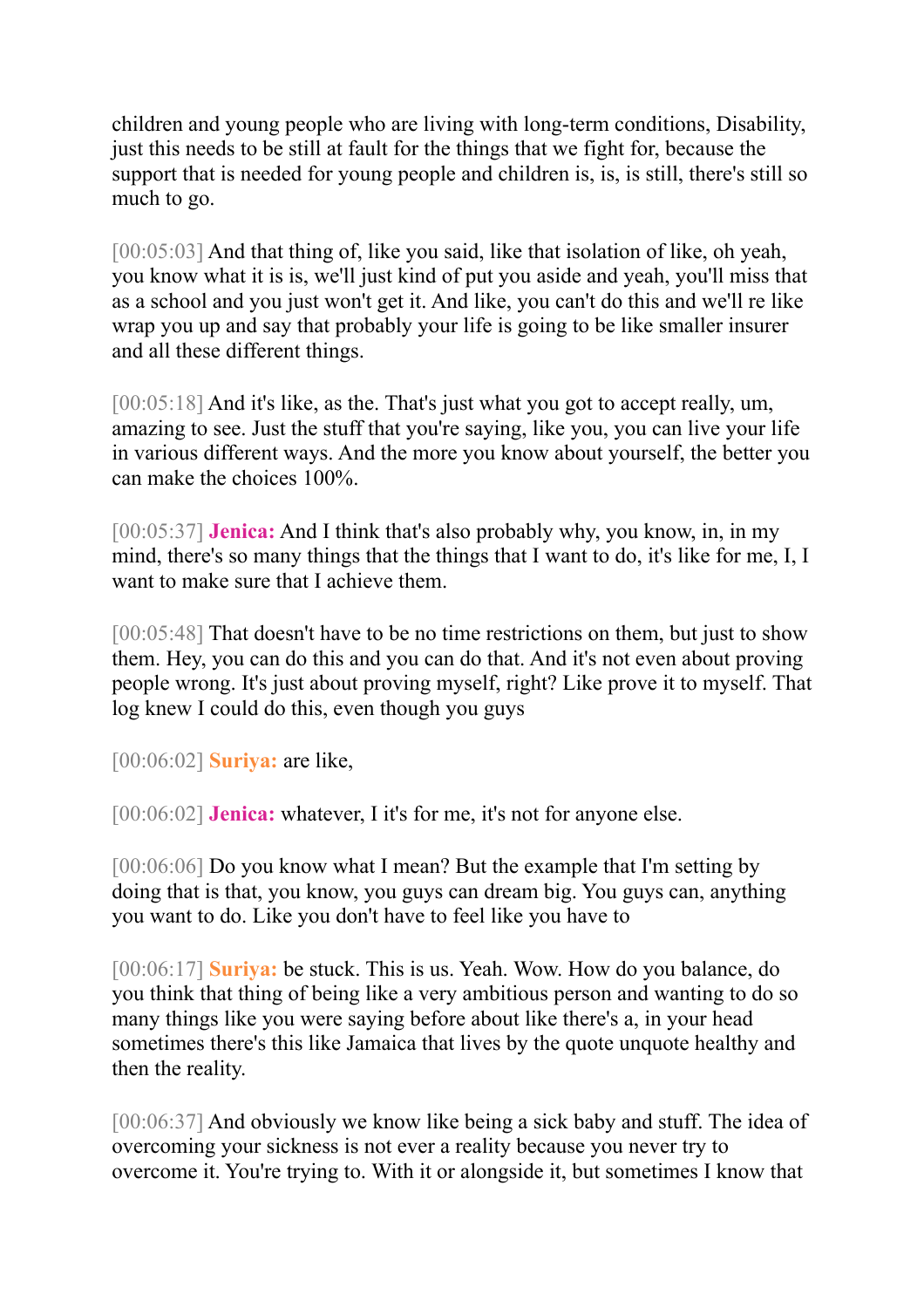children and young people who are living with long-term conditions, Disability, just this needs to be still at fault for the things that we fight for, because the support that is needed for young people and children is, is, is still, there's still so much to go.

[00:05:03] And that thing of, like you said, like that isolation of like, oh yeah, you know what it is is, we'll just kind of put you aside and yeah, you'll miss that as a school and you just won't get it. And like, you can't do this and we'll re like wrap you up and say that probably your life is going to be like smaller insurer and all these different things.

[00:05:18] And it's like, as the. That's just what you got to accept really, um, amazing to see. Just the stuff that you're saying, like you, you can live your life in various different ways. And the more you know about yourself, the better you can make the choices 100%.

[00:05:37] **Jenica:** And I think that's also probably why, you know, in, in my mind, there's so many things that the things that I want to do, it's like for me, I, I want to make sure that I achieve them.

[00:05:48] That doesn't have to be no time restrictions on them, but just to show them. Hey, you can do this and you can do that. And it's not even about proving people wrong. It's just about proving myself, right? Like prove it to myself. That log knew I could do this, even though you guys

[00:06:02] **Suriya:** are like,

[00:06:02] **Jenica:** whatever, I it's for me, it's not for anyone else.

[00:06:06] Do you know what I mean? But the example that I'm setting by doing that is that, you know, you guys can dream big. You guys can, anything you want to do. Like you don't have to feel like you have to

[00:06:17] **Suriya:** be stuck. This is us. Yeah. Wow. How do you balance, do you think that thing of being like a very ambitious person and wanting to do so many things like you were saying before about like there's a, in your head sometimes there's this like Jamaica that lives by the quote unquote healthy and then the reality.

[00:06:37] And obviously we know like being a sick baby and stuff. The idea of overcoming your sickness is not ever a reality because you never try to overcome it. You're trying to. With it or alongside it, but sometimes I know that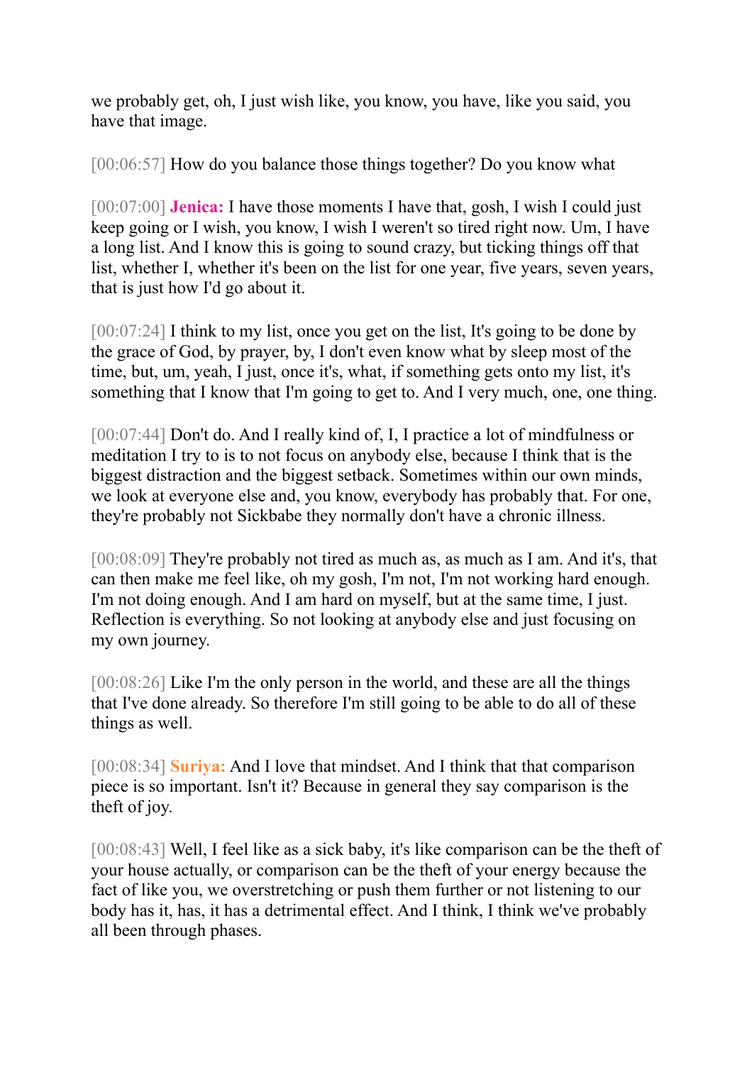we probably get, oh, I just wish like, you know, you have, like you said, you have that image.

[00:06:57] How do you balance those things together? Do you know what

[00:07:00] **Jenica:** I have those moments I have that, gosh, I wish I could just keep going or I wish, you know, I wish I weren't so tired right now. Um, I have a long list. And I know this is going to sound crazy, but ticking things off that list, whether I, whether it's been on the list for one year, five years, seven years, that is just how I'd go about it.

[00:07:24] I think to my list, once you get on the list, It's going to be done by the grace of God, by prayer, by, I don't even know what by sleep most of the time, but, um, yeah, I just, once it's, what, if something gets onto my list, it's something that I know that I'm going to get to. And I very much, one, one thing.

[00:07:44] Don't do. And I really kind of, I, I practice a lot of mindfulness or meditation I try to is to not focus on anybody else, because I think that is the biggest distraction and the biggest setback. Sometimes within our own minds, we look at everyone else and, you know, everybody has probably that. For one, they're probably not Sickbabe they normally don't have a chronic illness.

[00:08:09] They're probably not tired as much as, as much as I am. And it's, that can then make me feel like, oh my gosh, I'm not, I'm not working hard enough. I'm not doing enough. And I am hard on myself, but at the same time, I just. Reflection is everything. So not looking at anybody else and just focusing on my own journey.

[00:08:26] Like I'm the only person in the world, and these are all the things that I've done already. So therefore I'm still going to be able to do all of these things as well.

[00:08:34] **Suriya:** And I love that mindset. And I think that that comparison piece is so important. Isn't it? Because in general they say comparison is the theft of joy.

[00:08:43] Well, I feel like as a sick baby, it's like comparison can be the theft of your house actually, or comparison can be the theft of your energy because the fact of like you, we overstretching or push them further or not listening to our body has it, has, it has a detrimental effect. And I think, I think we've probably all been through phases.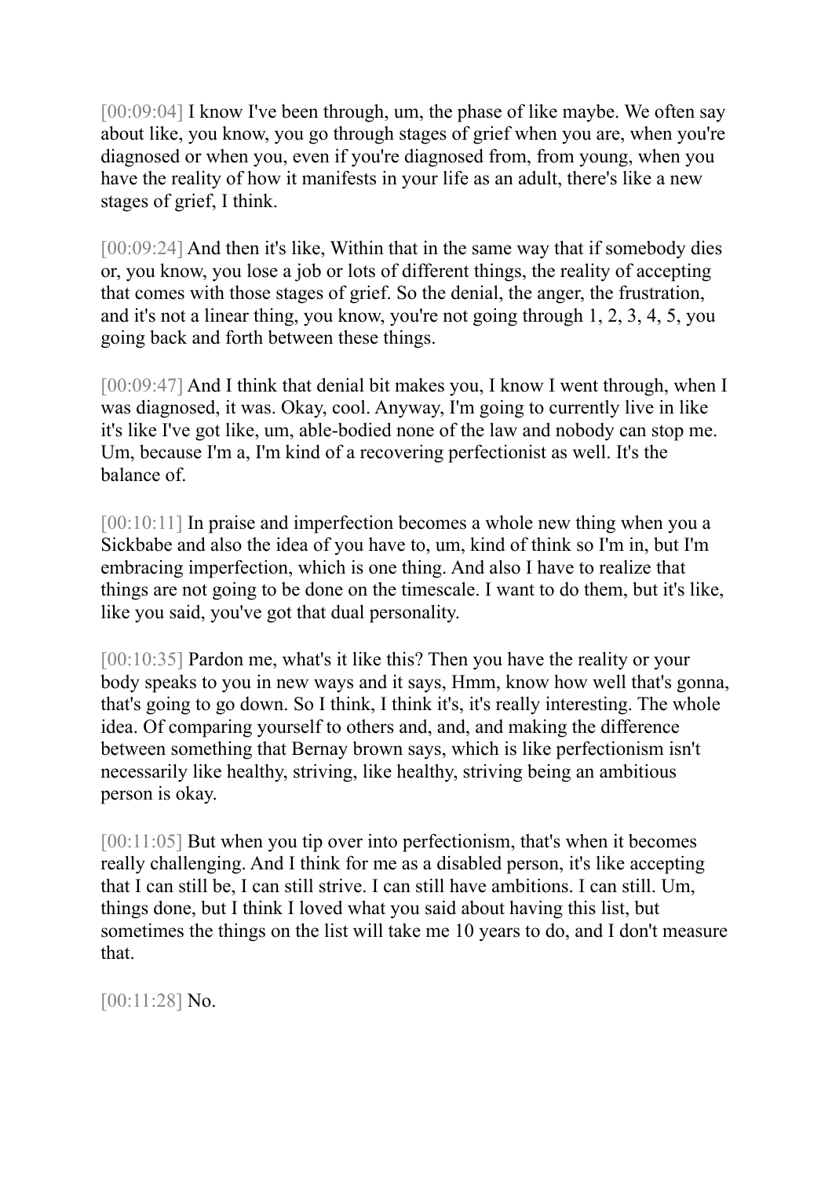[00:09:04] I know I've been through, um, the phase of like maybe. We often say about like, you know, you go through stages of grief when you are, when you're diagnosed or when you, even if you're diagnosed from, from young, when you have the reality of how it manifests in your life as an adult, there's like a new stages of grief, I think.

[00:09:24] And then it's like, Within that in the same way that if somebody dies or, you know, you lose a job or lots of different things, the reality of accepting that comes with those stages of grief. So the denial, the anger, the frustration, and it's not a linear thing, you know, you're not going through 1, 2, 3, 4, 5, you going back and forth between these things.

[00:09:47] And I think that denial bit makes you, I know I went through, when I was diagnosed, it was. Okay, cool. Anyway, I'm going to currently live in like it's like I've got like, um, able-bodied none of the law and nobody can stop me. Um, because I'm a, I'm kind of a recovering perfectionist as well. It's the balance of.

[00:10:11] In praise and imperfection becomes a whole new thing when you a Sickbabe and also the idea of you have to, um, kind of think so I'm in, but I'm embracing imperfection, which is one thing. And also I have to realize that things are not going to be done on the timescale. I want to do them, but it's like, like you said, you've got that dual personality.

[00:10:35] Pardon me, what's it like this? Then you have the reality or your body speaks to you in new ways and it says, Hmm, know how well that's gonna, that's going to go down. So I think, I think it's, it's really interesting. The whole idea. Of comparing yourself to others and, and, and making the difference between something that Bernay brown says, which is like perfectionism isn't necessarily like healthy, striving, like healthy, striving being an ambitious person is okay.

[00:11:05] But when you tip over into perfectionism, that's when it becomes really challenging. And I think for me as a disabled person, it's like accepting that I can still be, I can still strive. I can still have ambitions. I can still. Um, things done, but I think I loved what you said about having this list, but sometimes the things on the list will take me 10 years to do, and I don't measure that.

[00:11:28] No.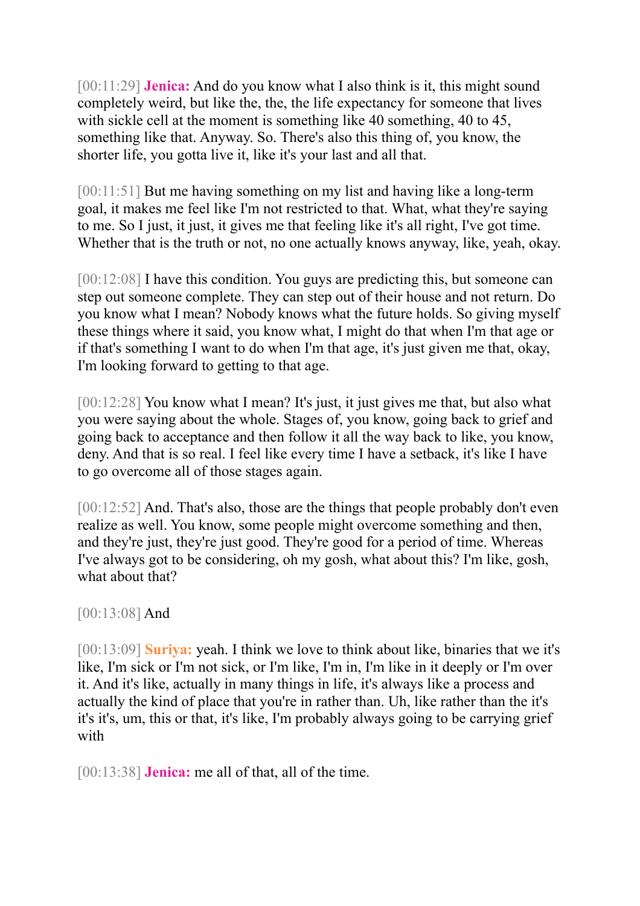[00:11:29] **Jenica:** And do you know what I also think is it, this might sound completely weird, but like the, the, the life expectancy for someone that lives with sickle cell at the moment is something like 40 something, 40 to 45, something like that. Anyway. So. There's also this thing of, you know, the shorter life, you gotta live it, like it's your last and all that.

[00:11:51] But me having something on my list and having like a long-term goal, it makes me feel like I'm not restricted to that. What, what they're saying to me. So I just, it just, it gives me that feeling like it's all right, I've got time. Whether that is the truth or not, no one actually knows anyway, like, yeah, okay.

[00:12:08] I have this condition. You guys are predicting this, but someone can step out someone complete. They can step out of their house and not return. Do you know what I mean? Nobody knows what the future holds. So giving myself these things where it said, you know what, I might do that when I'm that age or if that's something I want to do when I'm that age, it's just given me that, okay, I'm looking forward to getting to that age.

[00:12:28] You know what I mean? It's just, it just gives me that, but also what you were saying about the whole. Stages of, you know, going back to grief and going back to acceptance and then follow it all the way back to like, you know, deny. And that is so real. I feel like every time I have a setback, it's like I have to go overcome all of those stages again.

[00:12:52] And. That's also, those are the things that people probably don't even realize as well. You know, some people might overcome something and then, and they're just, they're just good. They're good for a period of time. Whereas I've always got to be considering, oh my gosh, what about this? I'm like, gosh, what about that?

[00:13:08] And

[00:13:09] **Suriya:** yeah. I think we love to think about like, binaries that we it's like, I'm sick or I'm not sick, or I'm like, I'm in, I'm like in it deeply or I'm over it. And it's like, actually in many things in life, it's always like a process and actually the kind of place that you're in rather than. Uh, like rather than the it's it's it's, um, this or that, it's like, I'm probably always going to be carrying grief with

[00:13:38] **Jenica:** me all of that, all of the time.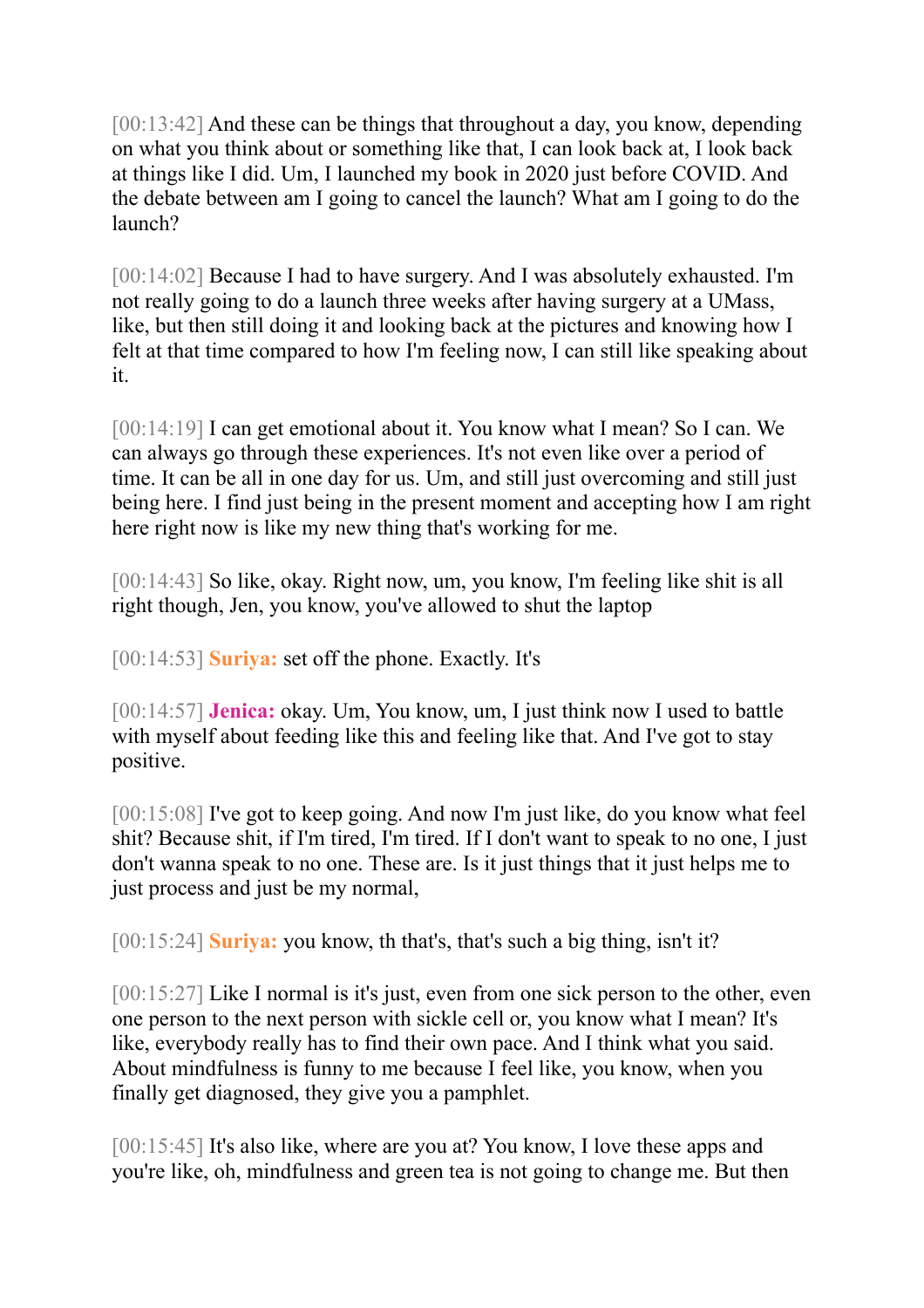[00:13:42] And these can be things that throughout a day, you know, depending on what you think about or something like that, I can look back at, I look back at things like I did. Um, I launched my book in 2020 just before COVID. And the debate between am I going to cancel the launch? What am I going to do the launch?

[00:14:02] Because I had to have surgery. And I was absolutely exhausted. I'm not really going to do a launch three weeks after having surgery at a UMass, like, but then still doing it and looking back at the pictures and knowing how I felt at that time compared to how I'm feeling now, I can still like speaking about it.

[00:14:19] I can get emotional about it. You know what I mean? So I can. We can always go through these experiences. It's not even like over a period of time. It can be all in one day for us. Um, and still just overcoming and still just being here. I find just being in the present moment and accepting how I am right here right now is like my new thing that's working for me.

[00:14:43] So like, okay. Right now, um, you know, I'm feeling like shit is all right though, Jen, you know, you've allowed to shut the laptop

[00:14:53] **Suriya:** set off the phone. Exactly. It's

[00:14:57] **Jenica:** okay. Um, You know, um, I just think now I used to battle with myself about feeding like this and feeling like that. And I've got to stay positive.

[00:15:08] I've got to keep going. And now I'm just like, do you know what feel shit? Because shit, if I'm tired, I'm tired. If I don't want to speak to no one, I just don't wanna speak to no one. These are. Is it just things that it just helps me to just process and just be my normal,

[00:15:24] **Suriya:** you know, th that's, that's such a big thing, isn't it?

[00:15:27] Like I normal is it's just, even from one sick person to the other, even one person to the next person with sickle cell or, you know what I mean? It's like, everybody really has to find their own pace. And I think what you said. About mindfulness is funny to me because I feel like, you know, when you finally get diagnosed, they give you a pamphlet.

[00:15:45] It's also like, where are you at? You know, I love these apps and you're like, oh, mindfulness and green tea is not going to change me. But then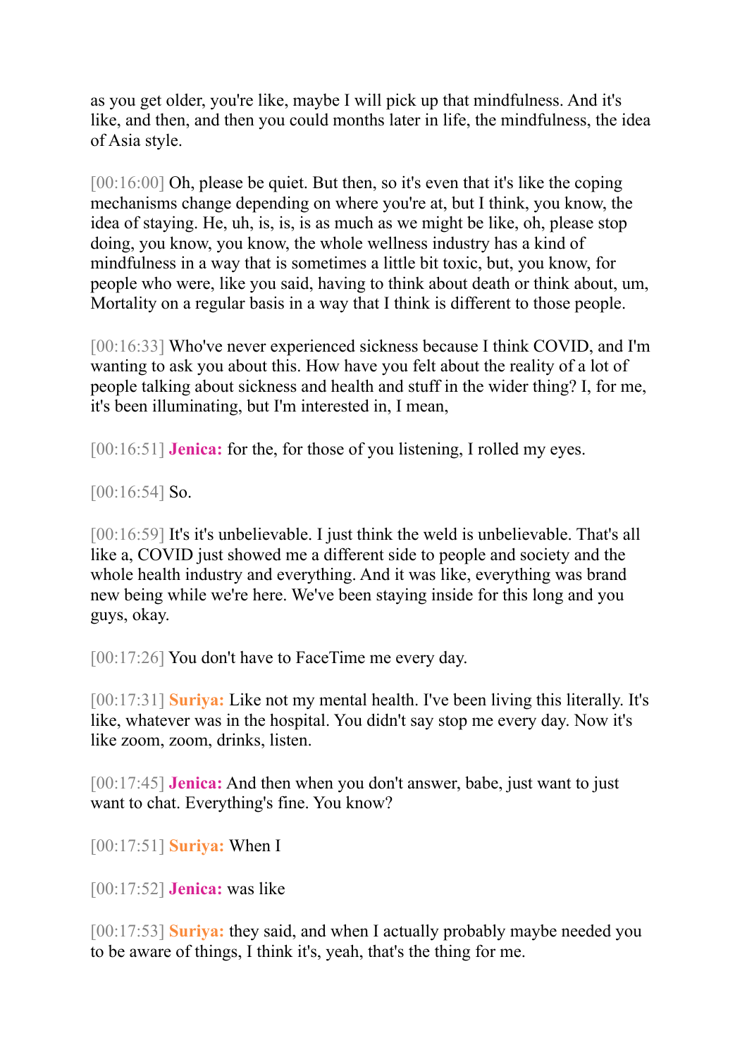as you get older, you're like, maybe I will pick up that mindfulness. And it's like, and then, and then you could months later in life, the mindfulness, the idea of Asia style.

[00:16:00] Oh, please be quiet. But then, so it's even that it's like the coping mechanisms change depending on where you're at, but I think, you know, the idea of staying. He, uh, is, is, is as much as we might be like, oh, please stop doing, you know, you know, the whole wellness industry has a kind of mindfulness in a way that is sometimes a little bit toxic, but, you know, for people who were, like you said, having to think about death or think about, um, Mortality on a regular basis in a way that I think is different to those people.

[00:16:33] Who've never experienced sickness because I think COVID, and I'm wanting to ask you about this. How have you felt about the reality of a lot of people talking about sickness and health and stuff in the wider thing? I, for me, it's been illuminating, but I'm interested in, I mean,

[00:16:51] **Jenica:** for the, for those of you listening, I rolled my eyes.

[00:16:54] So.

[00:16:59] It's it's unbelievable. I just think the weld is unbelievable. That's all like a, COVID just showed me a different side to people and society and the whole health industry and everything. And it was like, everything was brand new being while we're here. We've been staying inside for this long and you guys, okay.

[00:17:26] You don't have to FaceTime me every day.

[00:17:31] **Suriya:** Like not my mental health. I've been living this literally. It's like, whatever was in the hospital. You didn't say stop me every day. Now it's like zoom, zoom, drinks, listen.

[00:17:45] **Jenica:** And then when you don't answer, babe, just want to just want to chat. Everything's fine. You know?

[00:17:51] **Suriya:** When I

[00:17:52] **Jenica:** was like

[00:17:53] **Suriya:** they said, and when I actually probably maybe needed you to be aware of things, I think it's, yeah, that's the thing for me.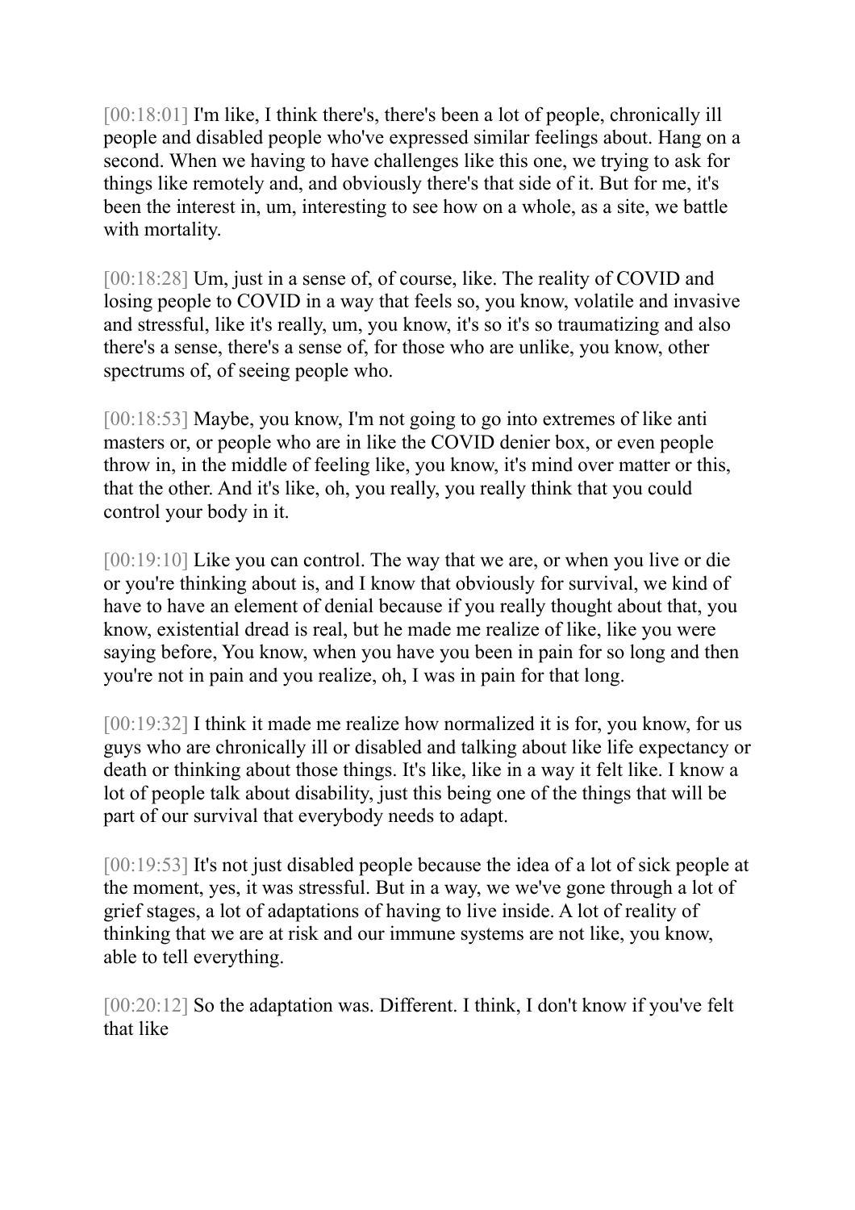[00:18:01] I'm like, I think there's, there's been a lot of people, chronically ill people and disabled people who've expressed similar feelings about. Hang on a second. When we having to have challenges like this one, we trying to ask for things like remotely and, and obviously there's that side of it. But for me, it's been the interest in, um, interesting to see how on a whole, as a site, we battle with mortality.

[00:18:28] Um, just in a sense of, of course, like. The reality of COVID and losing people to COVID in a way that feels so, you know, volatile and invasive and stressful, like it's really, um, you know, it's so it's so traumatizing and also there's a sense, there's a sense of, for those who are unlike, you know, other spectrums of, of seeing people who.

[00:18:53] Maybe, you know, I'm not going to go into extremes of like anti masters or, or people who are in like the COVID denier box, or even people throw in, in the middle of feeling like, you know, it's mind over matter or this, that the other. And it's like, oh, you really, you really think that you could control your body in it.

[00:19:10] Like you can control. The way that we are, or when you live or die or you're thinking about is, and I know that obviously for survival, we kind of have to have an element of denial because if you really thought about that, you know, existential dread is real, but he made me realize of like, like you were saying before, You know, when you have you been in pain for so long and then you're not in pain and you realize, oh, I was in pain for that long.

[00:19:32] I think it made me realize how normalized it is for, you know, for us guys who are chronically ill or disabled and talking about like life expectancy or death or thinking about those things. It's like, like in a way it felt like. I know a lot of people talk about disability, just this being one of the things that will be part of our survival that everybody needs to adapt.

[00:19:53] It's not just disabled people because the idea of a lot of sick people at the moment, yes, it was stressful. But in a way, we we've gone through a lot of grief stages, a lot of adaptations of having to live inside. A lot of reality of thinking that we are at risk and our immune systems are not like, you know, able to tell everything.

[00:20:12] So the adaptation was. Different. I think, I don't know if you've felt that like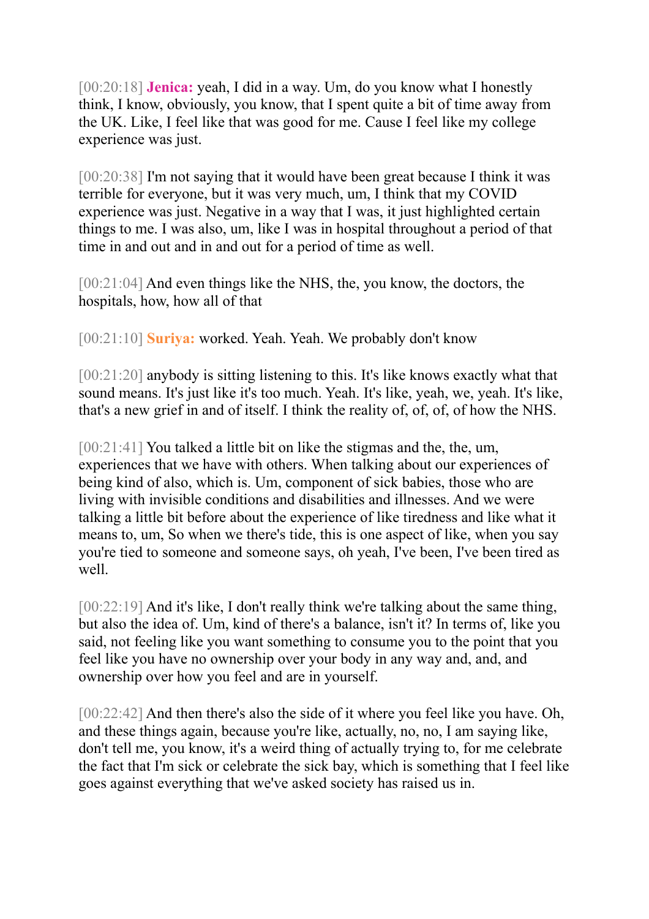[00:20:18] **Jenica:** yeah, I did in a way. Um, do you know what I honestly think, I know, obviously, you know, that I spent quite a bit of time away from the UK. Like, I feel like that was good for me. Cause I feel like my college experience was just.

[00:20:38] I'm not saying that it would have been great because I think it was terrible for everyone, but it was very much, um, I think that my COVID experience was just. Negative in a way that I was, it just highlighted certain things to me. I was also, um, like I was in hospital throughout a period of that time in and out and in and out for a period of time as well.

[00:21:04] And even things like the NHS, the, you know, the doctors, the hospitals, how, how all of that

[00:21:10] **Suriya:** worked. Yeah. Yeah. We probably don't know

[00:21:20] anybody is sitting listening to this. It's like knows exactly what that sound means. It's just like it's too much. Yeah. It's like, yeah, we, yeah. It's like, that's a new grief in and of itself. I think the reality of, of, of, of how the NHS.

[00:21:41] You talked a little bit on like the stigmas and the, the, um, experiences that we have with others. When talking about our experiences of being kind of also, which is. Um, component of sick babies, those who are living with invisible conditions and disabilities and illnesses. And we were talking a little bit before about the experience of like tiredness and like what it means to, um, So when we there's tide, this is one aspect of like, when you say you're tied to someone and someone says, oh yeah, I've been, I've been tired as well.

[00:22:19] And it's like, I don't really think we're talking about the same thing, but also the idea of. Um, kind of there's a balance, isn't it? In terms of, like you said, not feeling like you want something to consume you to the point that you feel like you have no ownership over your body in any way and, and, and ownership over how you feel and are in yourself.

[00:22:42] And then there's also the side of it where you feel like you have. Oh, and these things again, because you're like, actually, no, no, I am saying like, don't tell me, you know, it's a weird thing of actually trying to, for me celebrate the fact that I'm sick or celebrate the sick bay, which is something that I feel like goes against everything that we've asked society has raised us in.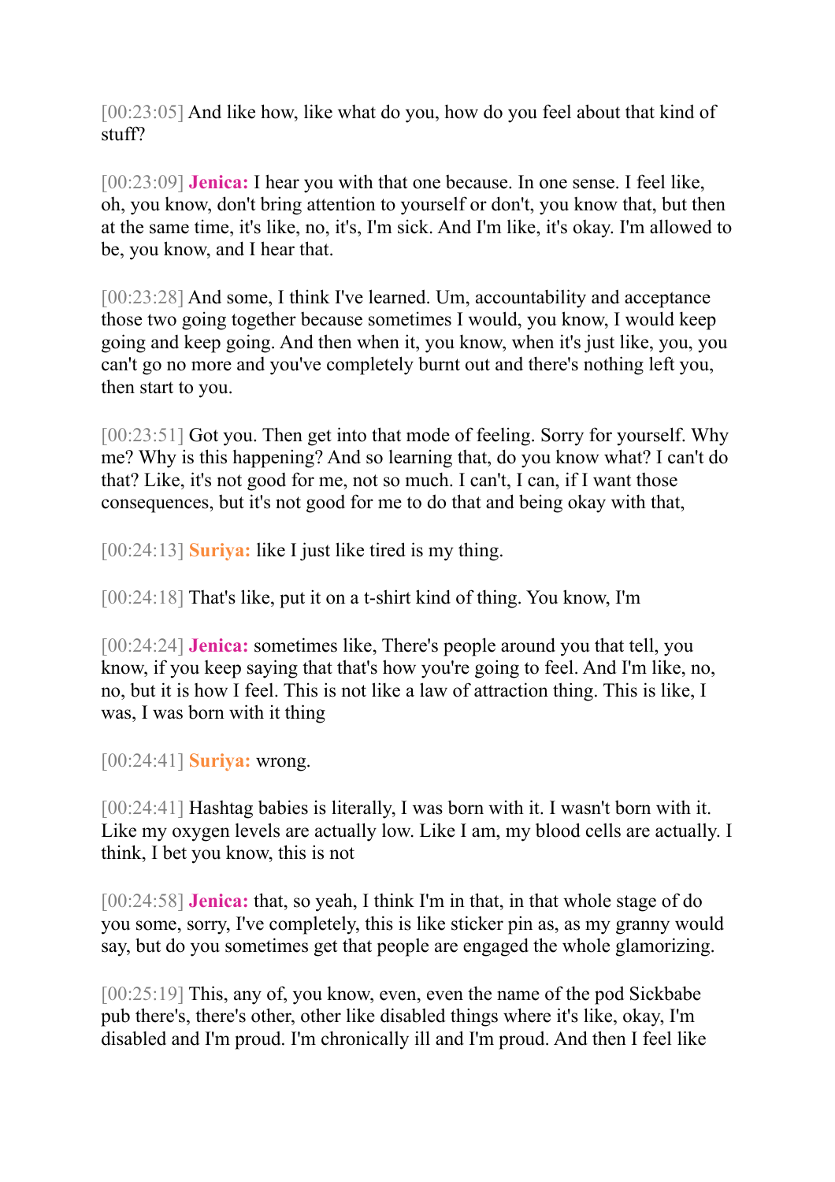[00:23:05] And like how, like what do you, how do you feel about that kind of stuff?

[00:23:09] **Jenica:** I hear you with that one because. In one sense. I feel like, oh, you know, don't bring attention to yourself or don't, you know that, but then at the same time, it's like, no, it's, I'm sick. And I'm like, it's okay. I'm allowed to be, you know, and I hear that.

[00:23:28] And some, I think I've learned. Um, accountability and acceptance those two going together because sometimes I would, you know, I would keep going and keep going. And then when it, you know, when it's just like, you, you can't go no more and you've completely burnt out and there's nothing left you, then start to you.

[00:23:51] Got you. Then get into that mode of feeling. Sorry for yourself. Why me? Why is this happening? And so learning that, do you know what? I can't do that? Like, it's not good for me, not so much. I can't, I can, if I want those consequences, but it's not good for me to do that and being okay with that,

[00:24:13] **Suriya:** like I just like tired is my thing.

[00:24:18] That's like, put it on a t-shirt kind of thing. You know, I'm

[00:24:24] **Jenica:** sometimes like, There's people around you that tell, you know, if you keep saying that that's how you're going to feel. And I'm like, no, no, but it is how I feel. This is not like a law of attraction thing. This is like, I was, I was born with it thing

[00:24:41] **Suriya:** wrong.

[00:24:41] Hashtag babies is literally, I was born with it. I wasn't born with it. Like my oxygen levels are actually low. Like I am, my blood cells are actually. I think, I bet you know, this is not

[00:24:58] **Jenica:** that, so yeah, I think I'm in that, in that whole stage of do you some, sorry, I've completely, this is like sticker pin as, as my granny would say, but do you sometimes get that people are engaged the whole glamorizing.

[00:25:19] This, any of, you know, even, even the name of the pod Sickbabe pub there's, there's other, other like disabled things where it's like, okay, I'm disabled and I'm proud. I'm chronically ill and I'm proud. And then I feel like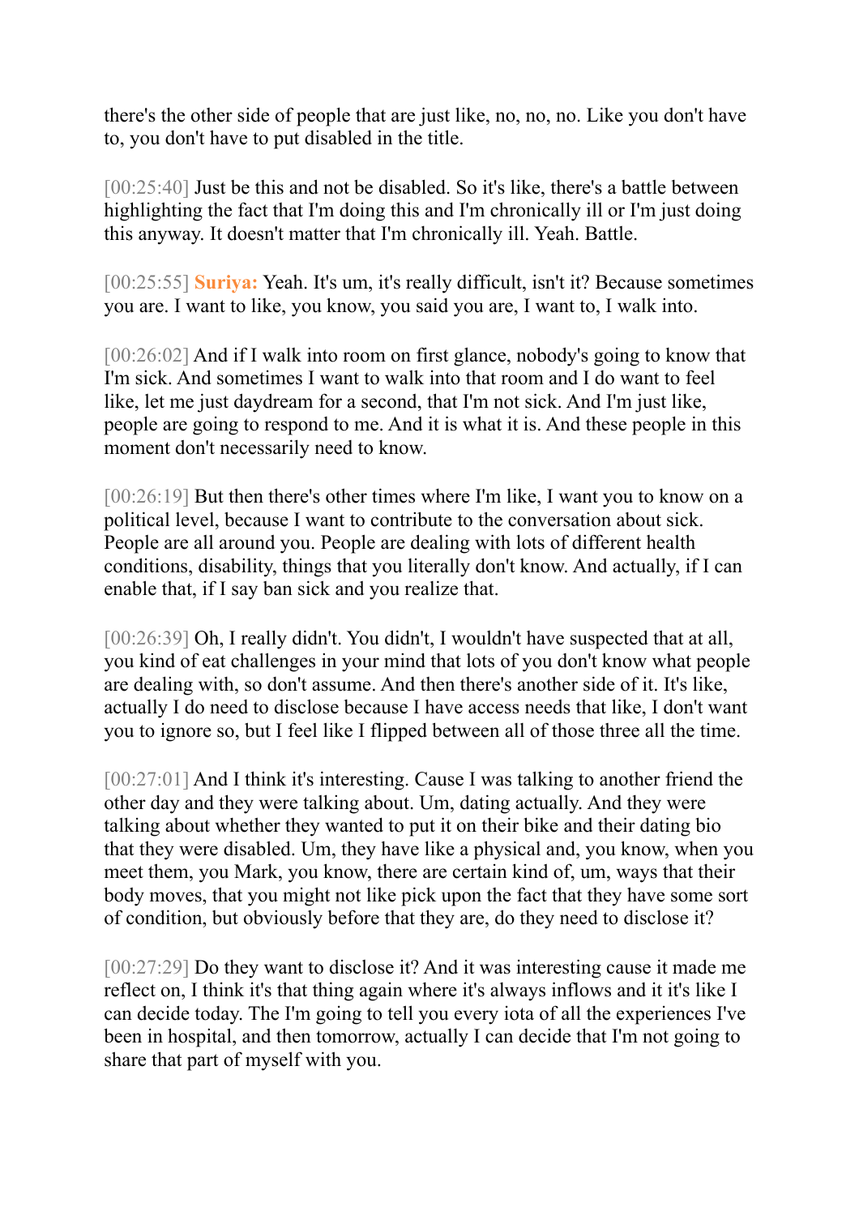there's the other side of people that are just like, no, no, no. Like you don't have to, you don't have to put disabled in the title.

[00:25:40] Just be this and not be disabled. So it's like, there's a battle between highlighting the fact that I'm doing this and I'm chronically ill or I'm just doing this anyway. It doesn't matter that I'm chronically ill. Yeah. Battle.

[00:25:55] **Suriya:** Yeah. It's um, it's really difficult, isn't it? Because sometimes you are. I want to like, you know, you said you are, I want to, I walk into.

[00:26:02] And if I walk into room on first glance, nobody's going to know that I'm sick. And sometimes I want to walk into that room and I do want to feel like, let me just daydream for a second, that I'm not sick. And I'm just like, people are going to respond to me. And it is what it is. And these people in this moment don't necessarily need to know.

[00:26:19] But then there's other times where I'm like, I want you to know on a political level, because I want to contribute to the conversation about sick. People are all around you. People are dealing with lots of different health conditions, disability, things that you literally don't know. And actually, if I can enable that, if I say ban sick and you realize that.

[00:26:39] Oh, I really didn't. You didn't, I wouldn't have suspected that at all, you kind of eat challenges in your mind that lots of you don't know what people are dealing with, so don't assume. And then there's another side of it. It's like, actually I do need to disclose because I have access needs that like, I don't want you to ignore so, but I feel like I flipped between all of those three all the time.

[00:27:01] And I think it's interesting. Cause I was talking to another friend the other day and they were talking about. Um, dating actually. And they were talking about whether they wanted to put it on their bike and their dating bio that they were disabled. Um, they have like a physical and, you know, when you meet them, you Mark, you know, there are certain kind of, um, ways that their body moves, that you might not like pick upon the fact that they have some sort of condition, but obviously before that they are, do they need to disclose it?

[00:27:29] Do they want to disclose it? And it was interesting cause it made me reflect on, I think it's that thing again where it's always inflows and it it's like I can decide today. The I'm going to tell you every iota of all the experiences I've been in hospital, and then tomorrow, actually I can decide that I'm not going to share that part of myself with you.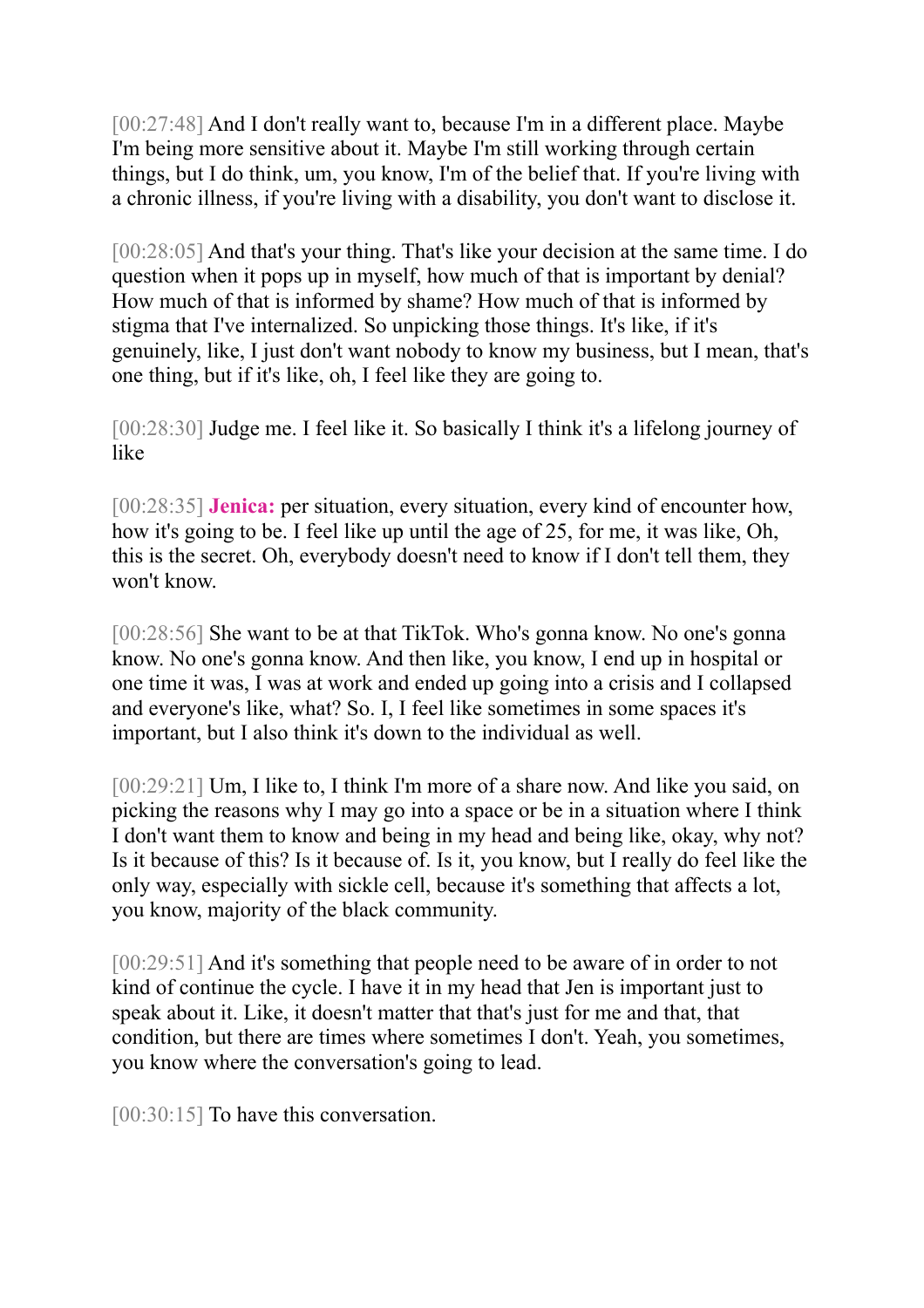[00:27:48] And I don't really want to, because I'm in a different place. Maybe I'm being more sensitive about it. Maybe I'm still working through certain things, but I do think, um, you know, I'm of the belief that. If you're living with a chronic illness, if you're living with a disability, you don't want to disclose it.

[00:28:05] And that's your thing. That's like your decision at the same time. I do question when it pops up in myself, how much of that is important by denial? How much of that is informed by shame? How much of that is informed by stigma that I've internalized. So unpicking those things. It's like, if it's genuinely, like, I just don't want nobody to know my business, but I mean, that's one thing, but if it's like, oh, I feel like they are going to.

[00:28:30] Judge me. I feel like it. So basically I think it's a lifelong journey of like

[00:28:35] **Jenica:** per situation, every situation, every kind of encounter how, how it's going to be. I feel like up until the age of 25, for me, it was like, Oh, this is the secret. Oh, everybody doesn't need to know if I don't tell them, they won't know.

[00:28:56] She want to be at that TikTok. Who's gonna know. No one's gonna know. No one's gonna know. And then like, you know, I end up in hospital or one time it was, I was at work and ended up going into a crisis and I collapsed and everyone's like, what? So. I, I feel like sometimes in some spaces it's important, but I also think it's down to the individual as well.

[00:29:21] Um, I like to, I think I'm more of a share now. And like you said, on picking the reasons why I may go into a space or be in a situation where I think I don't want them to know and being in my head and being like, okay, why not? Is it because of this? Is it because of. Is it, you know, but I really do feel like the only way, especially with sickle cell, because it's something that affects a lot, you know, majority of the black community.

[00:29:51] And it's something that people need to be aware of in order to not kind of continue the cycle. I have it in my head that Jen is important just to speak about it. Like, it doesn't matter that that's just for me and that, that condition, but there are times where sometimes I don't. Yeah, you sometimes, you know where the conversation's going to lead.

[00:30:15] To have this conversation.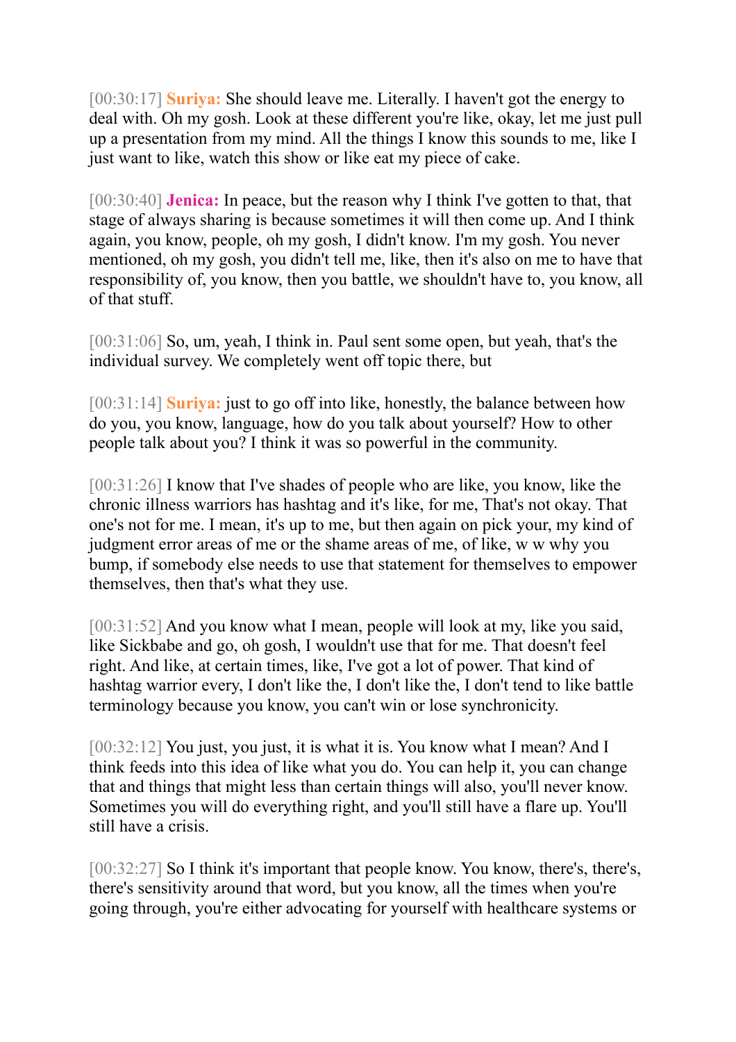[00:30:17] **Suriya:** She should leave me. Literally. I haven't got the energy to deal with. Oh my gosh. Look at these different you're like, okay, let me just pull up a presentation from my mind. All the things I know this sounds to me, like I just want to like, watch this show or like eat my piece of cake.

[00:30:40] **Jenica:** In peace, but the reason why I think I've gotten to that, that stage of always sharing is because sometimes it will then come up. And I think again, you know, people, oh my gosh, I didn't know. I'm my gosh. You never mentioned, oh my gosh, you didn't tell me, like, then it's also on me to have that responsibility of, you know, then you battle, we shouldn't have to, you know, all of that stuff.

[00:31:06] So, um, yeah, I think in. Paul sent some open, but yeah, that's the individual survey. We completely went off topic there, but

[00:31:14] **Suriya:** just to go off into like, honestly, the balance between how do you, you know, language, how do you talk about yourself? How to other people talk about you? I think it was so powerful in the community.

[00:31:26] I know that I've shades of people who are like, you know, like the chronic illness warriors has hashtag and it's like, for me, That's not okay. That one's not for me. I mean, it's up to me, but then again on pick your, my kind of judgment error areas of me or the shame areas of me, of like, w w why you bump, if somebody else needs to use that statement for themselves to empower themselves, then that's what they use.

[00:31:52] And you know what I mean, people will look at my, like you said, like Sickbabe and go, oh gosh, I wouldn't use that for me. That doesn't feel right. And like, at certain times, like, I've got a lot of power. That kind of hashtag warrior every, I don't like the, I don't like the, I don't tend to like battle terminology because you know, you can't win or lose synchronicity.

[00:32:12] You just, you just, it is what it is. You know what I mean? And I think feeds into this idea of like what you do. You can help it, you can change that and things that might less than certain things will also, you'll never know. Sometimes you will do everything right, and you'll still have a flare up. You'll still have a crisis.

[00:32:27] So I think it's important that people know. You know, there's, there's, there's sensitivity around that word, but you know, all the times when you're going through, you're either advocating for yourself with healthcare systems or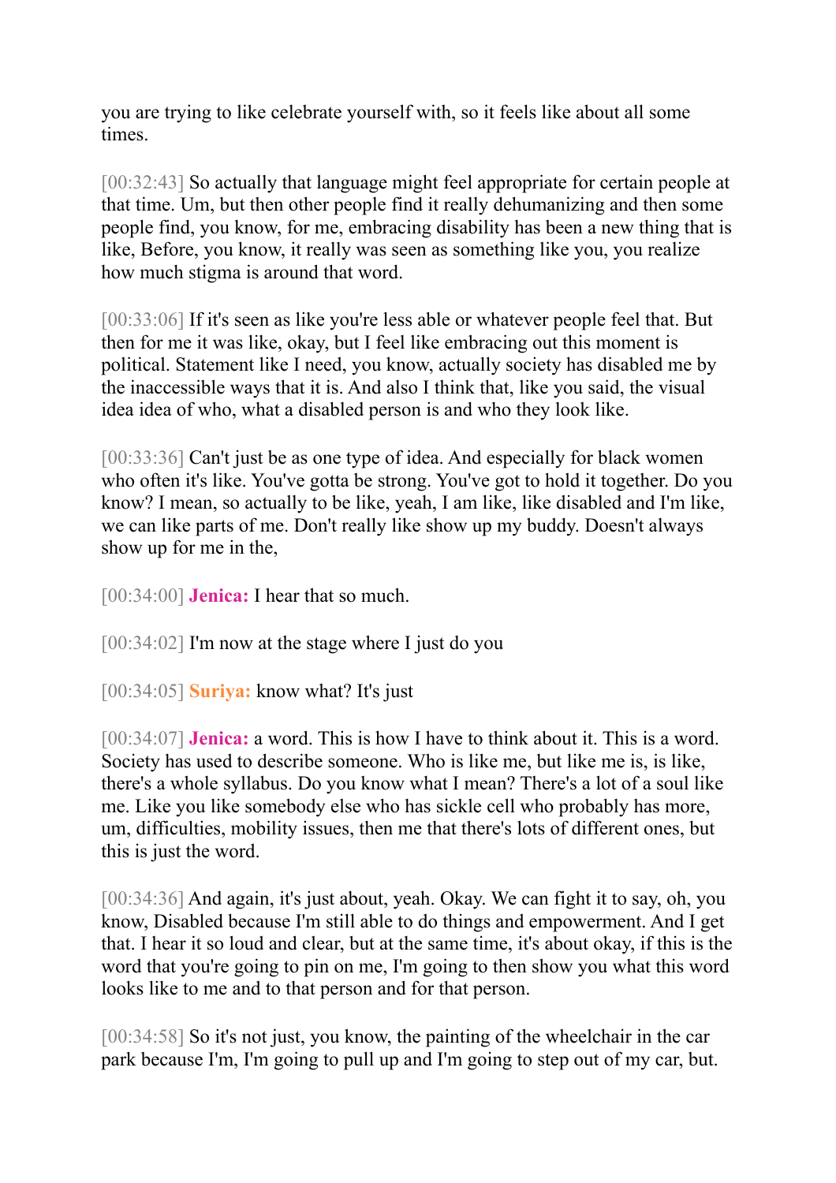you are trying to like celebrate yourself with, so it feels like about all some times.

[00:32:43] So actually that language might feel appropriate for certain people at that time. Um, but then other people find it really dehumanizing and then some people find, you know, for me, embracing disability has been a new thing that is like, Before, you know, it really was seen as something like you, you realize how much stigma is around that word.

[00:33:06] If it's seen as like you're less able or whatever people feel that. But then for me it was like, okay, but I feel like embracing out this moment is political. Statement like I need, you know, actually society has disabled me by the inaccessible ways that it is. And also I think that, like you said, the visual idea idea of who, what a disabled person is and who they look like.

[00:33:36] Can't just be as one type of idea. And especially for black women who often it's like. You've gotta be strong. You've got to hold it together. Do you know? I mean, so actually to be like, yeah, I am like, like disabled and I'm like, we can like parts of me. Don't really like show up my buddy. Doesn't always show up for me in the,

[00:34:00] **Jenica:** I hear that so much.

[00:34:02] I'm now at the stage where I just do you

[00:34:05] **Suriya:** know what? It's just

[00:34:07] **Jenica:** a word. This is how I have to think about it. This is a word. Society has used to describe someone. Who is like me, but like me is, is like, there's a whole syllabus. Do you know what I mean? There's a lot of a soul like me. Like you like somebody else who has sickle cell who probably has more, um, difficulties, mobility issues, then me that there's lots of different ones, but this is just the word.

[00:34:36] And again, it's just about, yeah. Okay. We can fight it to say, oh, you know, Disabled because I'm still able to do things and empowerment. And I get that. I hear it so loud and clear, but at the same time, it's about okay, if this is the word that you're going to pin on me, I'm going to then show you what this word looks like to me and to that person and for that person.

[00:34:58] So it's not just, you know, the painting of the wheelchair in the car park because I'm, I'm going to pull up and I'm going to step out of my car, but.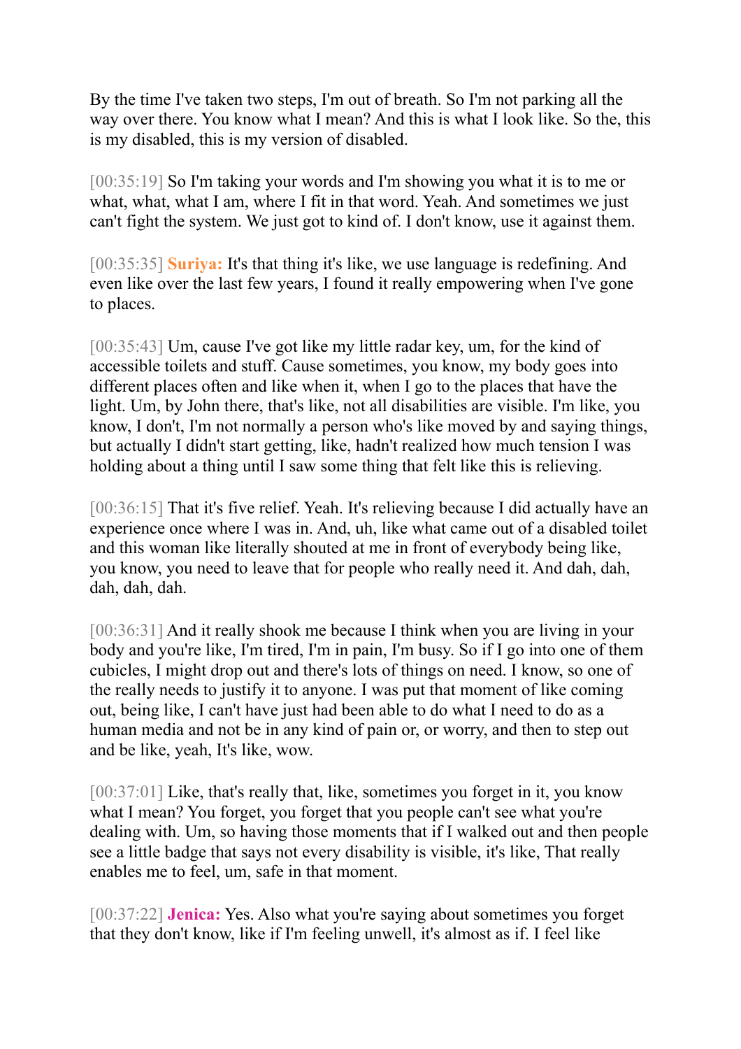By the time I've taken two steps, I'm out of breath. So I'm not parking all the way over there. You know what I mean? And this is what I look like. So the, this is my disabled, this is my version of disabled.

[00:35:19] So I'm taking your words and I'm showing you what it is to me or what, what, what I am, where I fit in that word. Yeah. And sometimes we just can't fight the system. We just got to kind of. I don't know, use it against them.

[00:35:35] **Suriya:** It's that thing it's like, we use language is redefining. And even like over the last few years, I found it really empowering when I've gone to places.

[00:35:43] Um, cause I've got like my little radar key, um, for the kind of accessible toilets and stuff. Cause sometimes, you know, my body goes into different places often and like when it, when I go to the places that have the light. Um, by John there, that's like, not all disabilities are visible. I'm like, you know, I don't, I'm not normally a person who's like moved by and saying things, but actually I didn't start getting, like, hadn't realized how much tension I was holding about a thing until I saw some thing that felt like this is relieving.

[00:36:15] That it's five relief. Yeah. It's relieving because I did actually have an experience once where I was in. And, uh, like what came out of a disabled toilet and this woman like literally shouted at me in front of everybody being like, you know, you need to leave that for people who really need it. And dah, dah, dah, dah, dah.

[00:36:31] And it really shook me because I think when you are living in your body and you're like, I'm tired, I'm in pain, I'm busy. So if I go into one of them cubicles, I might drop out and there's lots of things on need. I know, so one of the really needs to justify it to anyone. I was put that moment of like coming out, being like, I can't have just had been able to do what I need to do as a human media and not be in any kind of pain or, or worry, and then to step out and be like, yeah, It's like, wow.

[00:37:01] Like, that's really that, like, sometimes you forget in it, you know what I mean? You forget, you forget that you people can't see what you're dealing with. Um, so having those moments that if I walked out and then people see a little badge that says not every disability is visible, it's like, That really enables me to feel, um, safe in that moment.

[00:37:22] **Jenica:** Yes. Also what you're saying about sometimes you forget that they don't know, like if I'm feeling unwell, it's almost as if. I feel like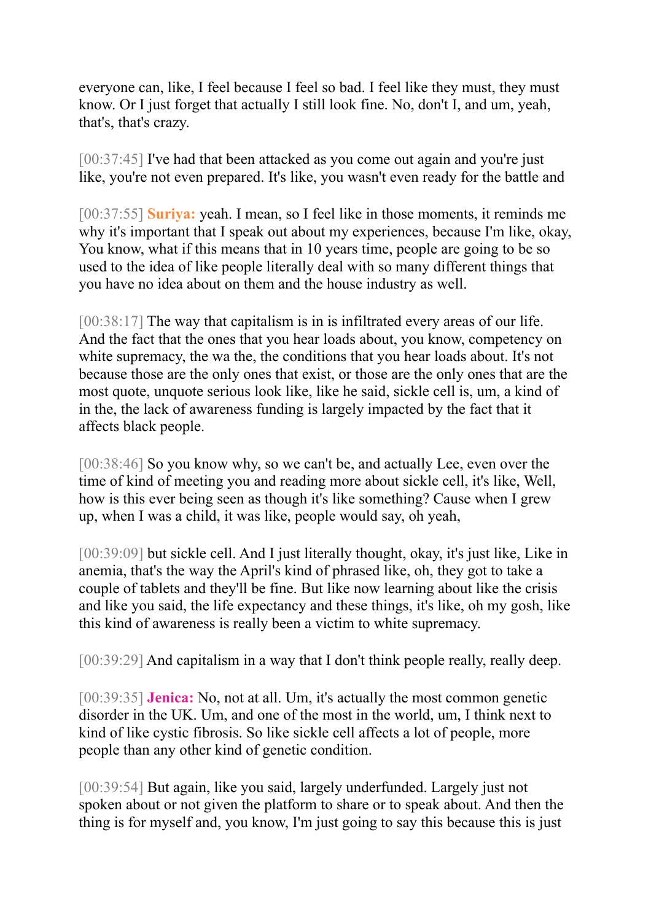everyone can, like, I feel because I feel so bad. I feel like they must, they must know. Or I just forget that actually I still look fine. No, don't I, and um, yeah, that's, that's crazy.

[00:37:45] I've had that been attacked as you come out again and you're just like, you're not even prepared. It's like, you wasn't even ready for the battle and

[00:37:55] **Suriya:** yeah. I mean, so I feel like in those moments, it reminds me why it's important that I speak out about my experiences, because I'm like, okay, You know, what if this means that in 10 years time, people are going to be so used to the idea of like people literally deal with so many different things that you have no idea about on them and the house industry as well.

[00:38:17] The way that capitalism is in is infiltrated every areas of our life. And the fact that the ones that you hear loads about, you know, competency on white supremacy, the wa the, the conditions that you hear loads about. It's not because those are the only ones that exist, or those are the only ones that are the most quote, unquote serious look like, like he said, sickle cell is, um, a kind of in the, the lack of awareness funding is largely impacted by the fact that it affects black people.

[00:38:46] So you know why, so we can't be, and actually Lee, even over the time of kind of meeting you and reading more about sickle cell, it's like, Well, how is this ever being seen as though it's like something? Cause when I grew up, when I was a child, it was like, people would say, oh yeah,

[00:39:09] but sickle cell. And I just literally thought, okay, it's just like, Like in anemia, that's the way the April's kind of phrased like, oh, they got to take a couple of tablets and they'll be fine. But like now learning about like the crisis and like you said, the life expectancy and these things, it's like, oh my gosh, like this kind of awareness is really been a victim to white supremacy.

[00:39:29] And capitalism in a way that I don't think people really, really deep.

[00:39:35] **Jenica:** No, not at all. Um, it's actually the most common genetic disorder in the UK. Um, and one of the most in the world, um, I think next to kind of like cystic fibrosis. So like sickle cell affects a lot of people, more people than any other kind of genetic condition.

[00:39:54] But again, like you said, largely underfunded. Largely just not spoken about or not given the platform to share or to speak about. And then the thing is for myself and, you know, I'm just going to say this because this is just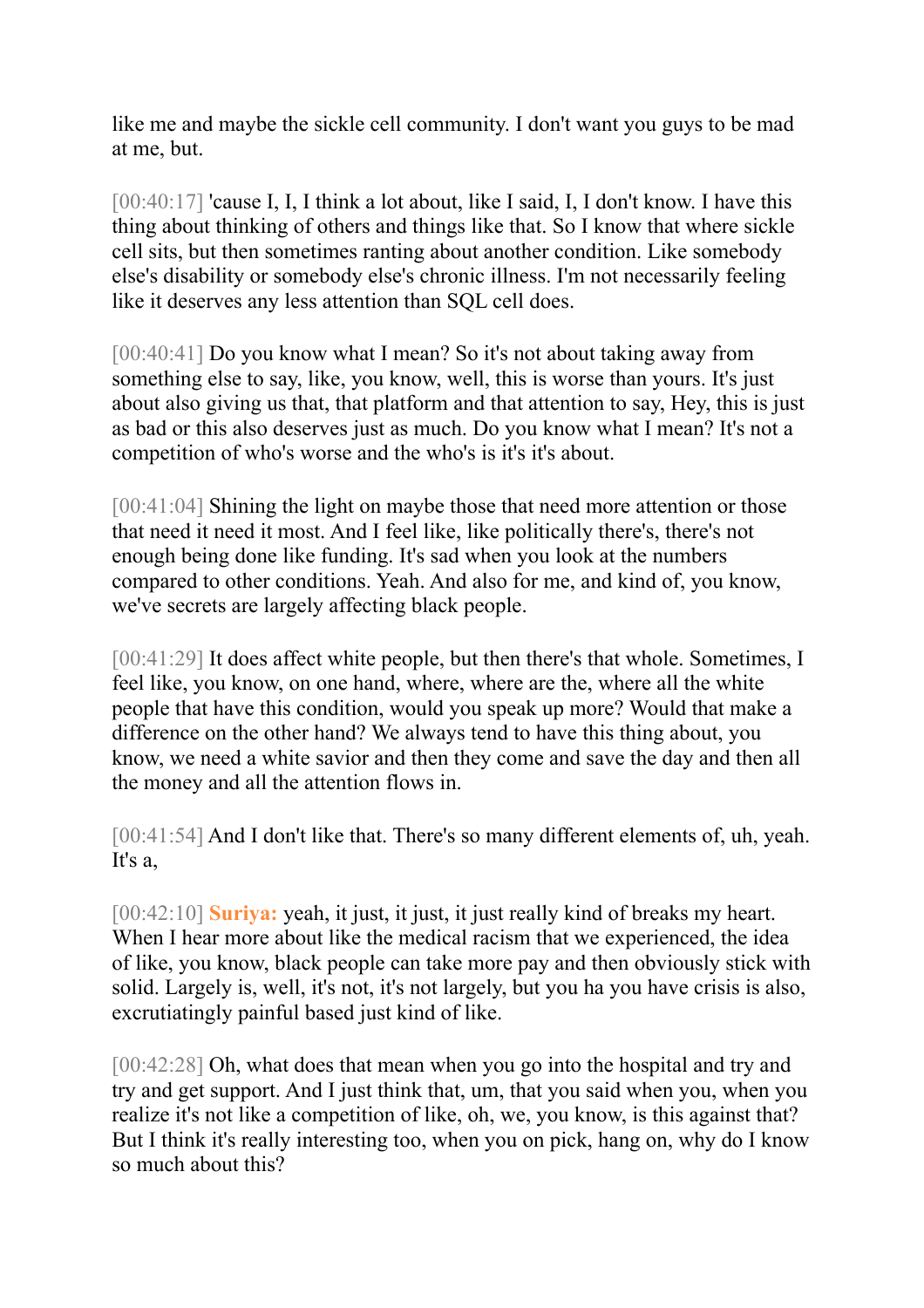like me and maybe the sickle cell community. I don't want you guys to be mad at me, but.

[00:40:17] 'cause I, I, I think a lot about, like I said, I, I don't know. I have this thing about thinking of others and things like that. So I know that where sickle cell sits, but then sometimes ranting about another condition. Like somebody else's disability or somebody else's chronic illness. I'm not necessarily feeling like it deserves any less attention than SQL cell does.

[00:40:41] Do you know what I mean? So it's not about taking away from something else to say, like, you know, well, this is worse than yours. It's just about also giving us that, that platform and that attention to say, Hey, this is just as bad or this also deserves just as much. Do you know what I mean? It's not a competition of who's worse and the who's is it's it's about.

[00:41:04] Shining the light on maybe those that need more attention or those that need it need it most. And I feel like, like politically there's, there's not enough being done like funding. It's sad when you look at the numbers compared to other conditions. Yeah. And also for me, and kind of, you know, we've secrets are largely affecting black people.

[00:41:29] It does affect white people, but then there's that whole. Sometimes, I feel like, you know, on one hand, where, where are the, where all the white people that have this condition, would you speak up more? Would that make a difference on the other hand? We always tend to have this thing about, you know, we need a white savior and then they come and save the day and then all the money and all the attention flows in.

[00:41:54] And I don't like that. There's so many different elements of, uh, yeah. It's a,

[00:42:10] **Suriya:** yeah, it just, it just, it just really kind of breaks my heart. When I hear more about like the medical racism that we experienced, the idea of like, you know, black people can take more pay and then obviously stick with solid. Largely is, well, it's not, it's not largely, but you ha you have crisis is also, excrutiatingly painful based just kind of like.

[00:42:28] Oh, what does that mean when you go into the hospital and try and try and get support. And I just think that, um, that you said when you, when you realize it's not like a competition of like, oh, we, you know, is this against that? But I think it's really interesting too, when you on pick, hang on, why do I know so much about this?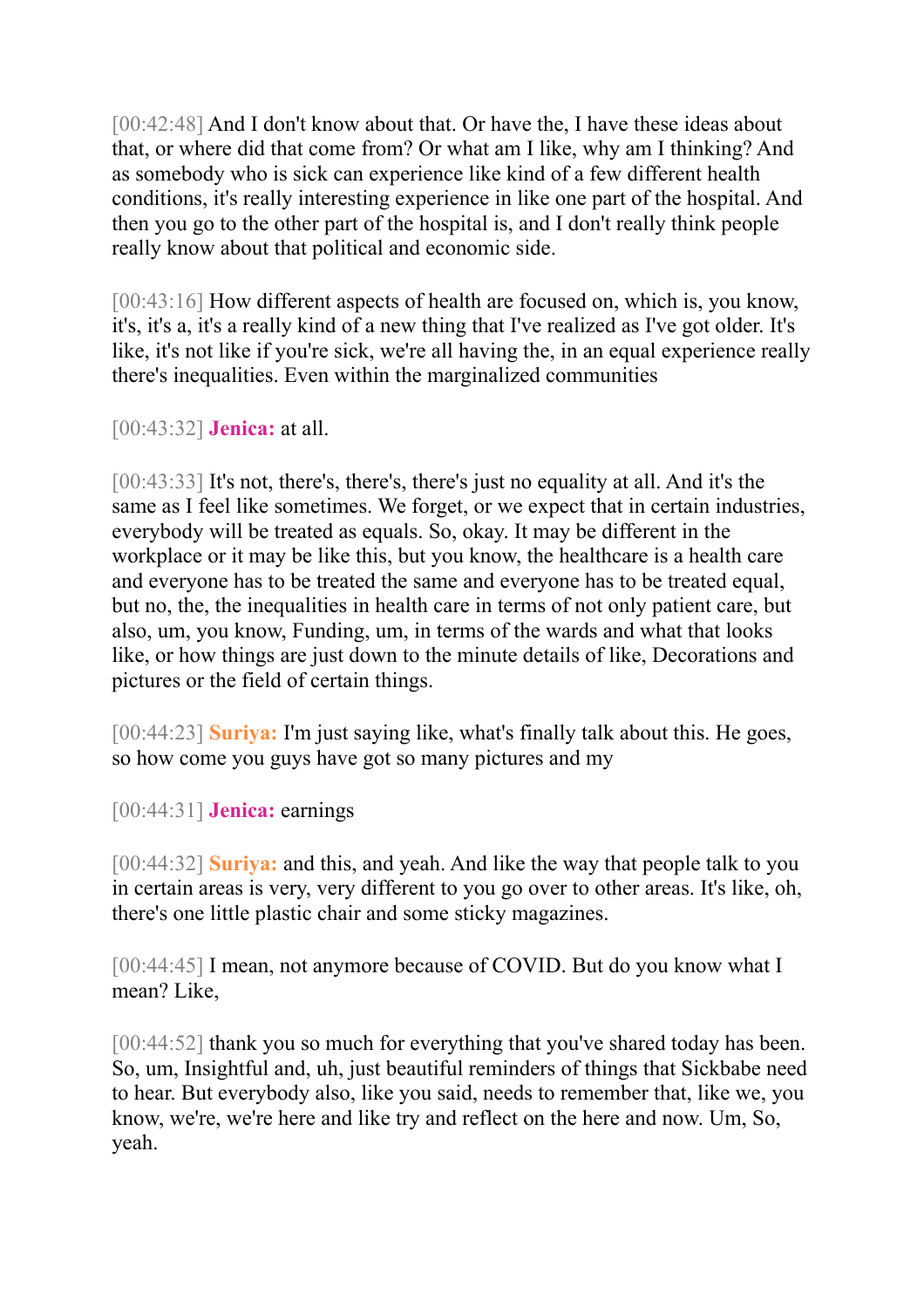[00:42:48] And I don't know about that. Or have the, I have these ideas about that, or where did that come from? Or what am I like, why am I thinking? And as somebody who is sick can experience like kind of a few different health conditions, it's really interesting experience in like one part of the hospital. And then you go to the other part of the hospital is, and I don't really think people really know about that political and economic side.

[00:43:16] How different aspects of health are focused on, which is, you know, it's, it's a, it's a really kind of a new thing that I've realized as I've got older. It's like, it's not like if you're sick, we're all having the, in an equal experience really there's inequalities. Even within the marginalized communities

[00:43:32] **Jenica:** at all.

[00:43:33] It's not, there's, there's, there's just no equality at all. And it's the same as I feel like sometimes. We forget, or we expect that in certain industries, everybody will be treated as equals. So, okay. It may be different in the workplace or it may be like this, but you know, the healthcare is a health care and everyone has to be treated the same and everyone has to be treated equal, but no, the, the inequalities in health care in terms of not only patient care, but also, um, you know, Funding, um, in terms of the wards and what that looks like, or how things are just down to the minute details of like, Decorations and pictures or the field of certain things.

[00:44:23] **Suriya:** I'm just saying like, what's finally talk about this. He goes, so how come you guys have got so many pictures and my

[00:44:31] **Jenica:** earnings

[00:44:32] **Suriya:** and this, and yeah. And like the way that people talk to you in certain areas is very, very different to you go over to other areas. It's like, oh, there's one little plastic chair and some sticky magazines.

[00:44:45] I mean, not anymore because of COVID. But do you know what I mean? Like,

[00:44:52] thank you so much for everything that you've shared today has been. So, um, Insightful and, uh, just beautiful reminders of things that Sickbabe need to hear. But everybody also, like you said, needs to remember that, like we, you know, we're, we're here and like try and reflect on the here and now. Um, So, yeah.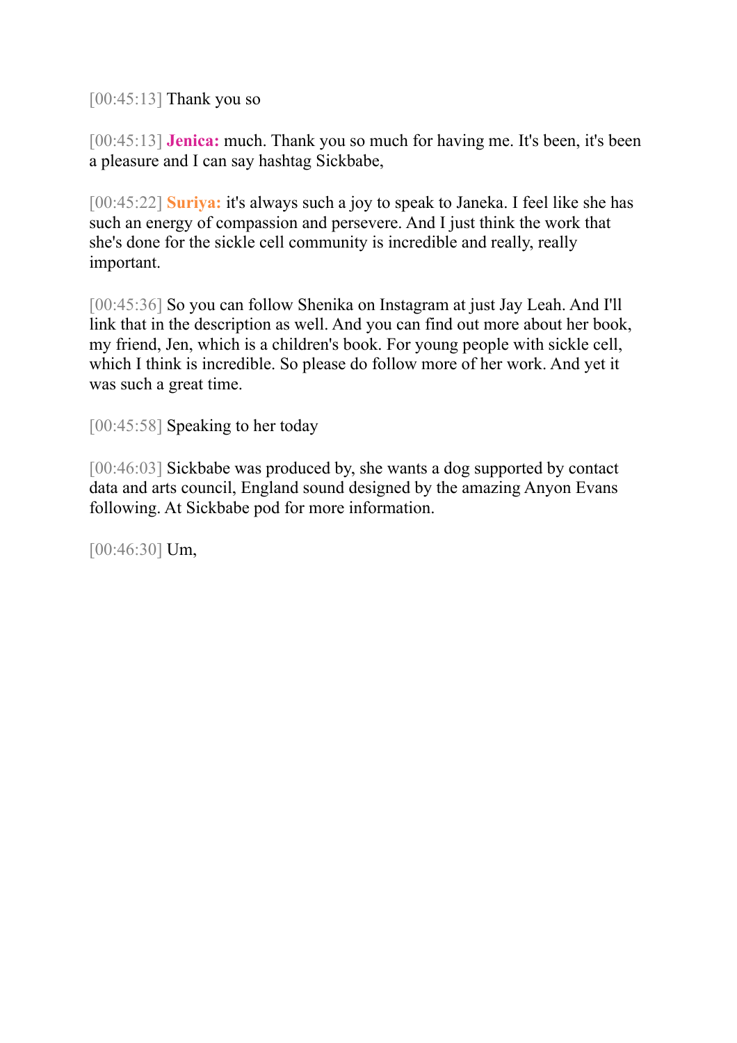[00:45:13] Thank you so

[00:45:13] **Jenica:** much. Thank you so much for having me. It's been, it's been a pleasure and I can say hashtag Sickbabe,

[00:45:22] **Suriya:** it's always such a joy to speak to Janeka. I feel like she has such an energy of compassion and persevere. And I just think the work that she's done for the sickle cell community is incredible and really, really important.

[00:45:36] So you can follow Shenika on Instagram at just Jay Leah. And I'll link that in the description as well. And you can find out more about her book, my friend, Jen, which is a children's book. For young people with sickle cell, which I think is incredible. So please do follow more of her work. And yet it was such a great time.

[00:45:58] Speaking to her today

[00:46:03] Sickbabe was produced by, she wants a dog supported by contact data and arts council, England sound designed by the amazing Anyon Evans following. At Sickbabe pod for more information.

[00:46:30] Um,